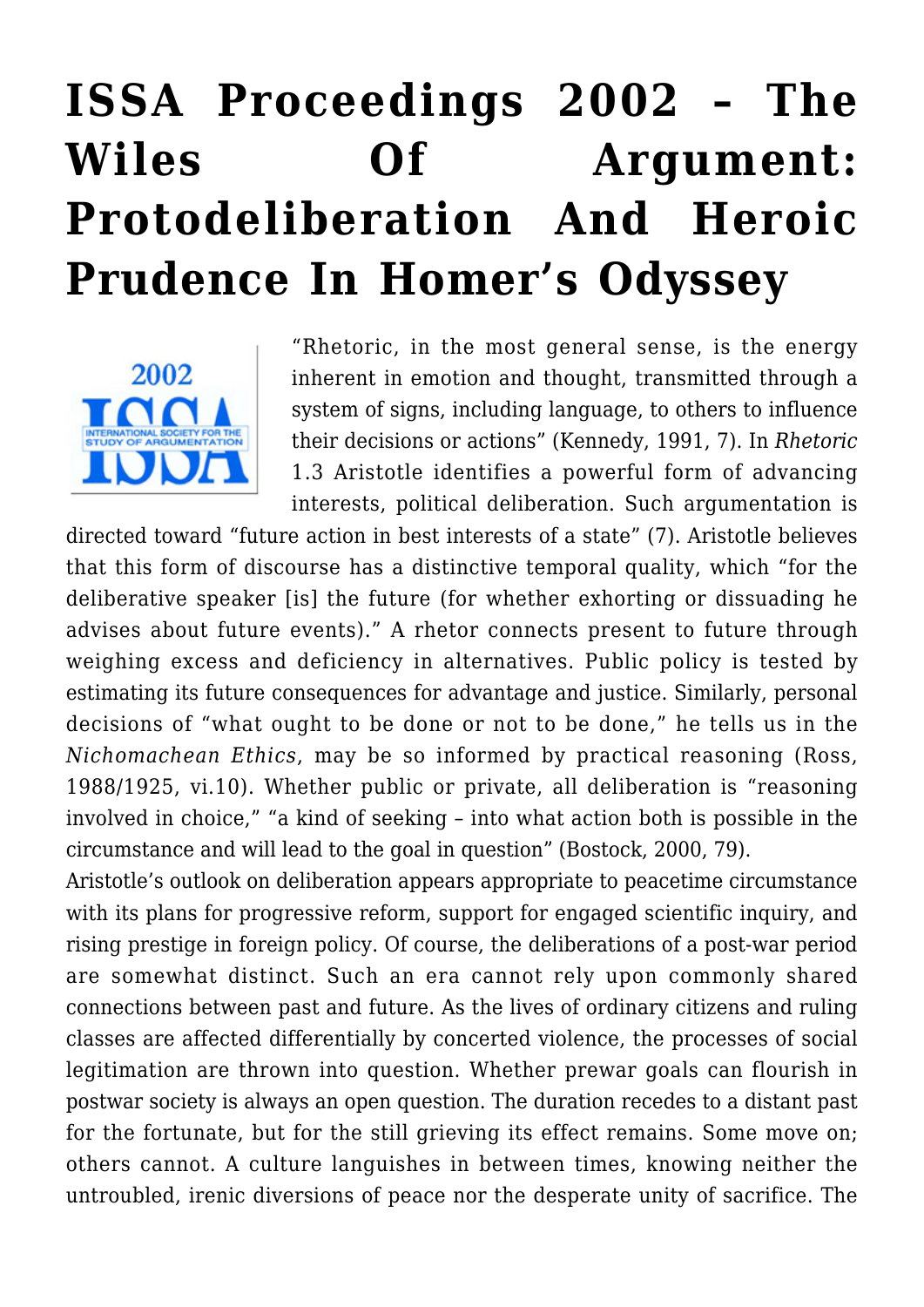# ISSA Proceedings 2002 – The Wiles Of Argument: Protodeliberation And Heroic Prudence In Homer's Odyssey

"Rhetoric, in the most general sense, is the energy inherent in emotion and thought, transmitted through a system of signs, including language, to others to influence their decisions or actions" (Kennedy, 1991, 7). In *Rhetoric* 1.3 Aristotle identifies a powerful form of advancing interests, political deliberation. Such argumentation is directed toward "future action in best interests of a state" (7). Aristotle believes that this form of discourse has a distinctive temporal quality, which "for the deliberative speaker [is] the future (for whether exhorting or dissuading he advises about future events)." A rhetor connects present to future through weighing excess and deficiency in alternatives. Public policy is tested by estimating its future consequences for advantage and justice. Similarly, personal decisions of "what ought to be done or not to be done," he tells us in the *Nichomachean Ethics*, may be so informed by practical reasoning (Ross, 1988/1925, vi.10). Whether public or private, all deliberation is "reasoning involved in choice," "a kind of seeking – into what action both is possible in the circumstance and will lead to the goal in question" (Bostock, 2000, 79).

Aristotle's outlook on deliberation appears appropriate to peacetime circumstance with its plans for progressive reform, support for engaged scientific inquiry, and rising prestige in foreign policy. Of course, the deliberations of a post-war period are somewhat distinct. Such an era cannot rely upon commonly shared connections between past and future. As the lives of ordinary citizens and ruling classes are affected differentially by concerted violence, the processes of social legitimation are thrown into question. Whether prewar goals can flourish in postwar society is always an open question. The duration recedes to a distant past for the fortunate, but for the still grieving its effect remains. Some move on; others cannot. A culture languishes in between times, knowing neither the untroubled, irenic diversions of peace nor the desperate unity of sacrifice. The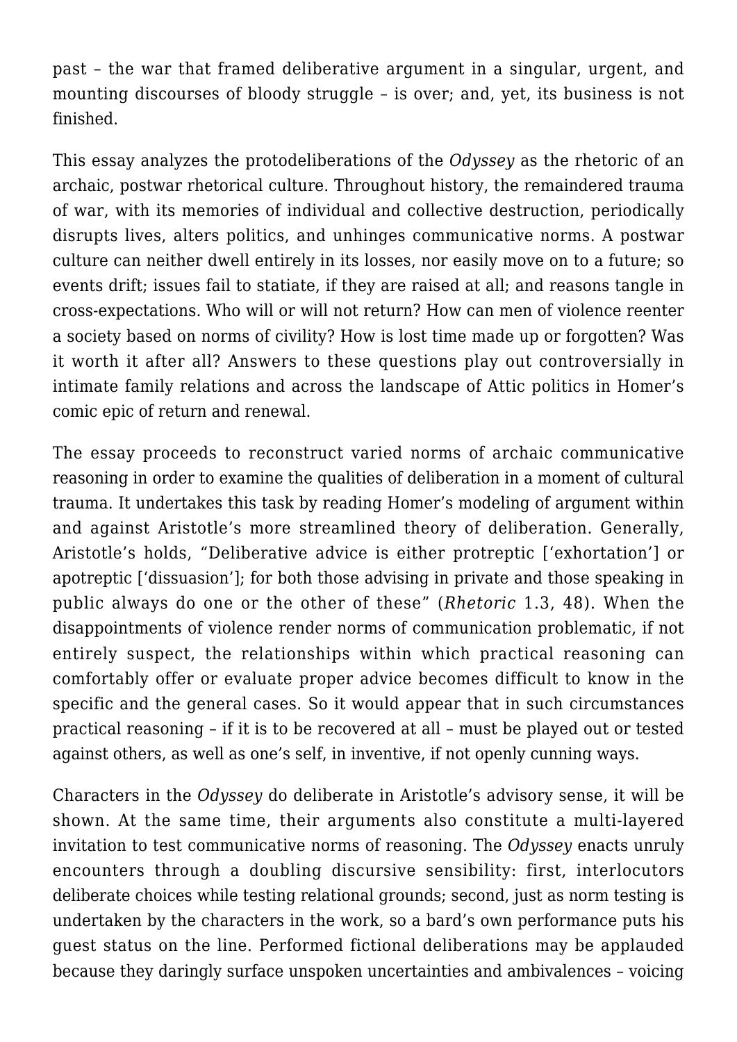past – the war that framed deliberative argument in a singular, urgent, and mounting discourses of bloody struggle – is over; and, yet, its business is not finished.

This essay analyzes the protodeliberations of the *Odyssey* as the rhetoric of an archaic, postwar rhetorical culture. Throughout history, the remaindered trauma of war, with its memories of individual and collective destruction, periodically disrupts lives, alters politics, and unhinges communicative norms. A postwar culture can neither dwell entirely in its losses, nor easily move on to a future; so events drift; issues fail to statiate, if they are raised at all; and reasons tangle in cross-expectations. Who will or will not return? How can men of violence reenter a society based on norms of civility? How is lost time made up or forgotten? Was it worth it after all? Answers to these questions play out controversially in intimate family relations and across the landscape of Attic politics in Homer's comic epic of return and renewal.

The essay proceeds to reconstruct varied norms of archaic communicative reasoning in order to examine the qualities of deliberation in a moment of cultural trauma. It undertakes this task by reading Homer's modeling of argument within and against Aristotle's more streamlined theory of deliberation. Generally, Aristotle's holds, "Deliberative advice is either protreptic ['exhortation'] or apotreptic ['dissuasion']; for both those advising in private and those speaking in public always do one or the other of these" (*Rhetoric* 1.3, 48). When the disappointments of violence render norms of communication problematic, if not entirely suspect, the relationships within which practical reasoning can comfortably offer or evaluate proper advice becomes difficult to know in the specific and the general cases. So it would appear that in such circumstances practical reasoning – if it is to be recovered at all – must be played out or tested against others, as well as one's self, in inventive, if not openly cunning ways.

Characters in the *Odyssey* do deliberate in Aristotle's advisory sense, it will be shown. At the same time, their arguments also constitute a multi-layered invitation to test communicative norms of reasoning. The *Odyssey* enacts unruly encounters through a doubling discursive sensibility: first, interlocutors deliberate choices while testing relational grounds; second, just as norm testing is undertaken by the characters in the work, so a bard's own performance puts his guest status on the line. Performed fictional deliberations may be applauded because they daringly surface unspoken uncertainties and ambivalences – voicing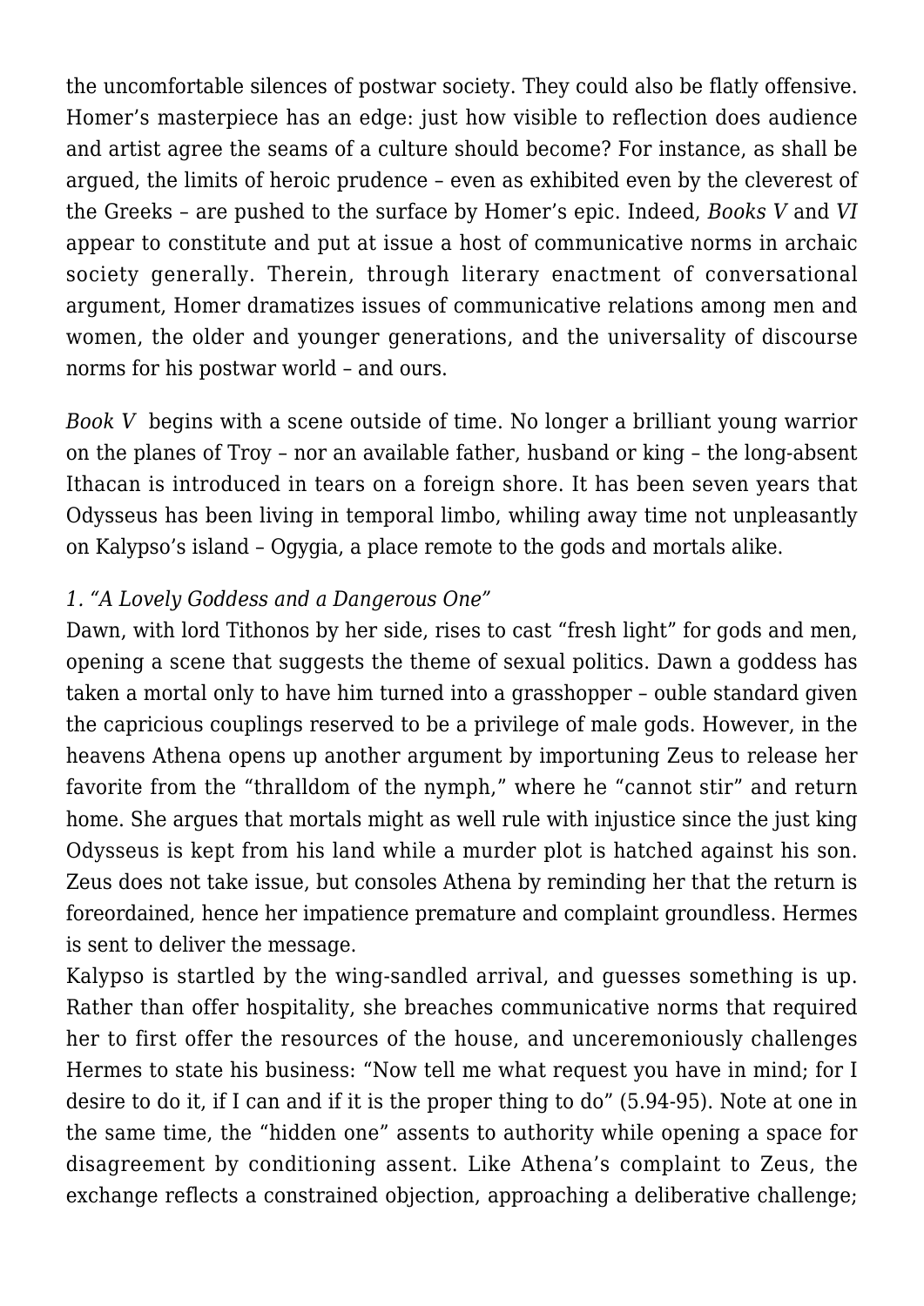the uncomfortable silences of postwar society. They could also be flatly offensive. Homer's masterpiece has an edge: just how visible to reflection does audience and artist agree the seams of a culture should become? For instance, as shall be argued, the limits of heroic prudence – even as exhibited even by the cleverest of the Greeks – are pushed to the surface by Homer's epic. Indeed, *Books V* and *VI* appear to constitute and put at issue a host of communicative norms in archaic society generally. Therein, through literary enactment of conversational argument, Homer dramatizes issues of communicative relations among men and women, the older and younger generations, and the universality of discourse norms for his postwar world – and ours.

*Book V* begins with a scene outside of time. No longer a brilliant young warrior on the planes of Troy – nor an available father, husband or king – the long-absent Ithacan is introduced in tears on a foreign shore. It has been seven years that Odysseus has been living in temporal limbo, whiling away time not unpleasantly on Kalypso's island – Ogygia, a place remote to the gods and mortals alike.

*1. "A Lovely Goddess and a Dangerous One"*

Dawn, with lord Tithonos by her side, rises to cast "fresh light" for gods and men, opening a scene that suggests the theme of sexual politics. Dawn a goddess has taken a mortal only to have him turned into a grasshopper – ouble standard given the capricious couplings reserved to be a privilege of male gods. However, in the heavens Athena opens up another argument by importuning Zeus to release her favorite from the "thralldom of the nymph," where he "cannot stir" and return home. She argues that mortals might as well rule with injustice since the just king Odysseus is kept from his land while a murder plot is hatched against his son. Zeus does not take issue, but consoles Athena by reminding her that the return is foreordained, hence her impatience premature and complaint groundless. Hermes is sent to deliver the message.

Kalypso is startled by the wing-sandled arrival, and guesses something is up. Rather than offer hospitality, she breaches communicative norms that required her to first offer the resources of the house, and unceremoniously challenges Hermes to state his business: "Now tell me what request you have in mind; for I desire to do it, if I can and if it is the proper thing to do" (5.94-95). Note at one in the same time, the "hidden one" assents to authority while opening a space for disagreement by conditioning assent. Like Athena's complaint to Zeus, the exchange reflects a constrained objection, approaching a deliberative challenge;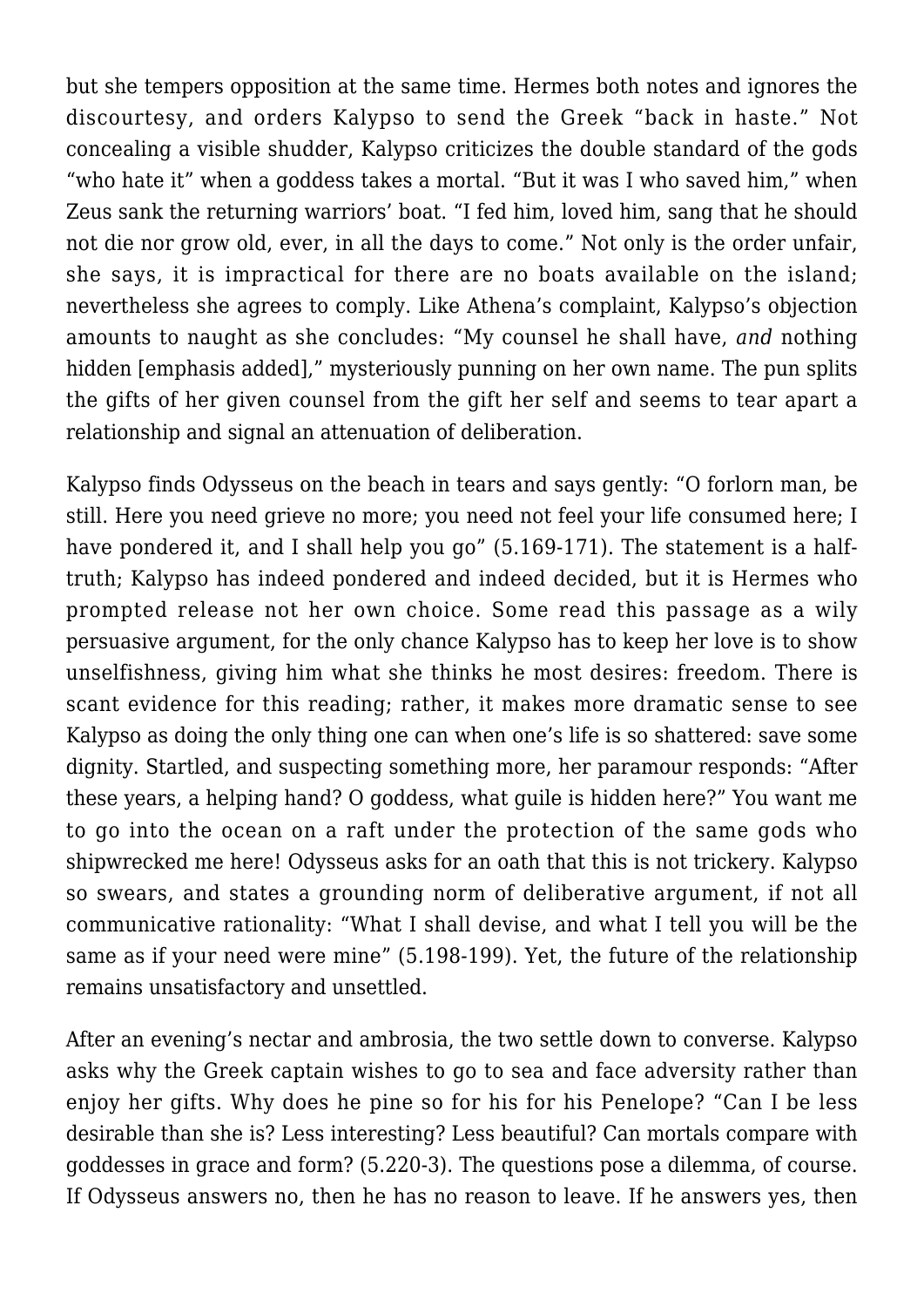but she tempers opposition at the same time. Hermes both notes and ignores the discourtesy, and orders Kalypso to send the Greek "back in haste." Not concealing a visible shudder, Kalypso criticizes the double standard of the gods "who hate it" when a goddess takes a mortal. "But it was I who saved him," when Zeus sank the returning warriors' boat. "I fed him, loved him, sang that he should not die nor grow old, ever, in all the days to come." Not only is the order unfair, she says, it is impractical for there are no boats available on the island; nevertheless she agrees to comply. Like Athena's complaint, Kalypso's objection amounts to naught as she concludes: "My counsel he shall have, *and* nothing hidden [emphasis added]," mysteriously punning on her own name. The pun splits the gifts of her given counsel from the gift her self and seems to tear apart a relationship and signal an attenuation of deliberation.

Kalypso finds Odysseus on the beach in tears and says gently: "O forlorn man, be still. Here you need grieve no more; you need not feel your life consumed here; I have pondered it, and I shall help you go" (5.169-171). The statement is a half-truth; Kalypso has indeed pondered and indeed decided, but it is Hermes who prompted release not her own choice. Some read this passage as a wily persuasive argument, for the only chance Kalypso has to keep her love is to show unselfishness, giving him what she thinks he most desires: freedom. There is scant evidence for this reading; rather, it makes more dramatic sense to see Kalypso as doing the only thing one can when one's life is so shattered: save some dignity. Startled, and suspecting something more, her paramour responds: "After these years, a helping hand? O goddess, what guile is hidden here?" You want me to go into the ocean on a raft under the protection of the same gods who shipwrecked me here! Odysseus asks for an oath that this is not trickery. Kalypso so swears, and states a grounding norm of deliberative argument, if not all communicative rationality: "What I shall devise, and what I tell you will be the same as if your need were mine" (5.198-199). Yet, the future of the relationship remains unsatisfactory and unsettled.

After an evening's nectar and ambrosia, the two settle down to converse. Kalypso asks why the Greek captain wishes to go to sea and face adversity rather than enjoy her gifts. Why does he pine so for his for his Penelope? "Can I be less desirable than she is? Less interesting? Less beautiful? Can mortals compare with goddesses in grace and form? (5.220-3). The questions pose a dilemma, of course. If Odysseus answers no, then he has no reason to leave. If he answers yes, then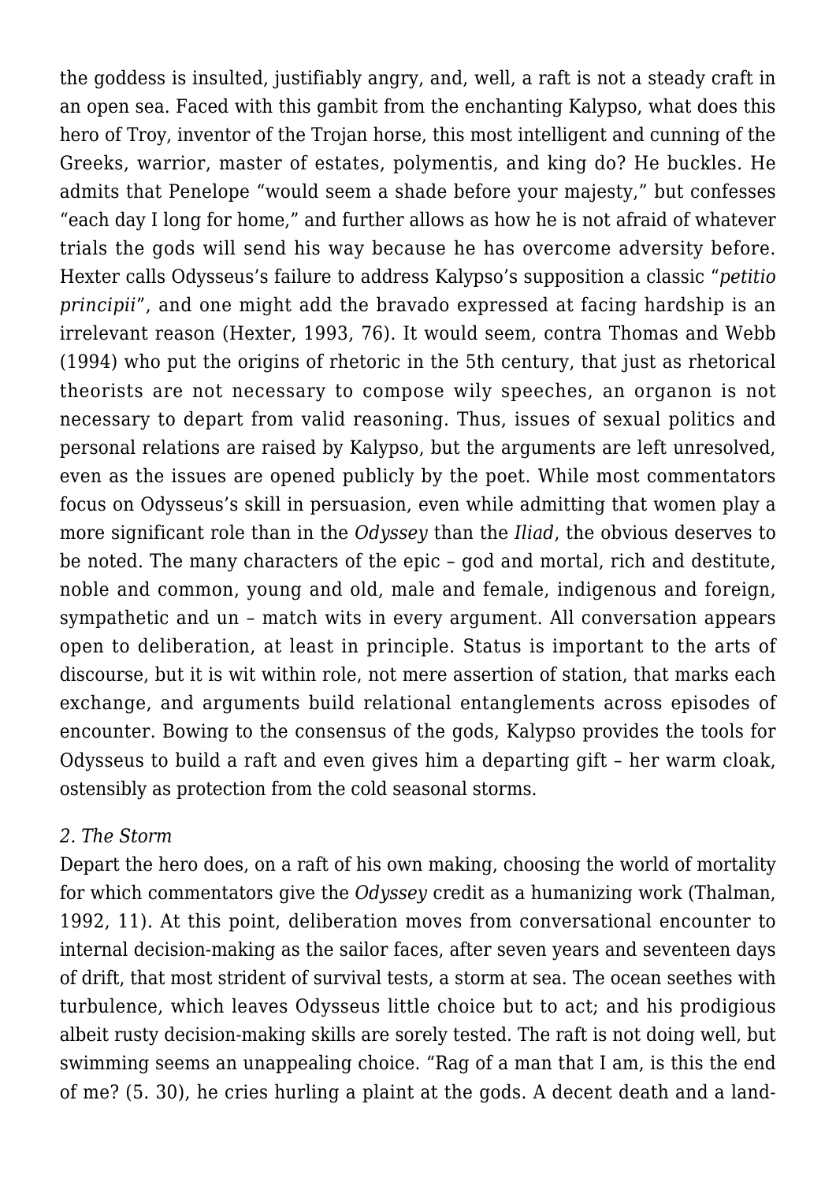the goddess is insulted, justifiably angry, and, well, a raft is not a steady craft in an open sea. Faced with this gambit from the enchanting Kalypso, what does this hero of Troy, inventor of the Trojan horse, this most intelligent and cunning of the Greeks, warrior, master of estates, polymentis, and king do? He buckles. He admits that Penelope "would seem a shade before your majesty," but confesses "each day I long for home," and further allows as how he is not afraid of whatever trials the gods will send his way because he has overcome adversity before. Hexter calls Odysseus's failure to address Kalypso's supposition a classic "*petitio principii*", and one might add the bravado expressed at facing hardship is an irrelevant reason (Hexter, 1993, 76). It would seem, contra Thomas and Webb (1994) who put the origins of rhetoric in the 5th century, that just as rhetorical theorists are not necessary to compose wily speeches, an organon is not necessary to depart from valid reasoning. Thus, issues of sexual politics and personal relations are raised by Kalypso, but the arguments are left unresolved, even as the issues are opened publicly by the poet. While most commentators focus on Odysseus's skill in persuasion, even while admitting that women play a more significant role than in the *Odyssey* than the *Iliad*, the obvious deserves to be noted. The many characters of the epic – god and mortal, rich and destitute, noble and common, young and old, male and female, indigenous and foreign, sympathetic and un – match wits in every argument. All conversation appears open to deliberation, at least in principle. Status is important to the arts of discourse, but it is wit within role, not mere assertion of station, that marks each exchange, and arguments build relational entanglements across episodes of encounter. Bowing to the consensus of the gods, Kalypso provides the tools for Odysseus to build a raft and even gives him a departing gift – her warm cloak, ostensibly as protection from the cold seasonal storms.

*2. The Storm*

Depart the hero does, on a raft of his own making, choosing the world of mortality for which commentators give the *Odyssey* credit as a humanizing work (Thalman, 1992, 11). At this point, deliberation moves from conversational encounter to internal decision-making as the sailor faces, after seven years and seventeen days of drift, that most strident of survival tests, a storm at sea. The ocean seethes with turbulence, which leaves Odysseus little choice but to act; and his prodigious albeit rusty decision-making skills are sorely tested. The raft is not doing well, but swimming seems an unappealing choice. "Rag of a man that I am, is this the end of me? (5. 30), he cries hurling a plaint at the gods. A decent death and a land-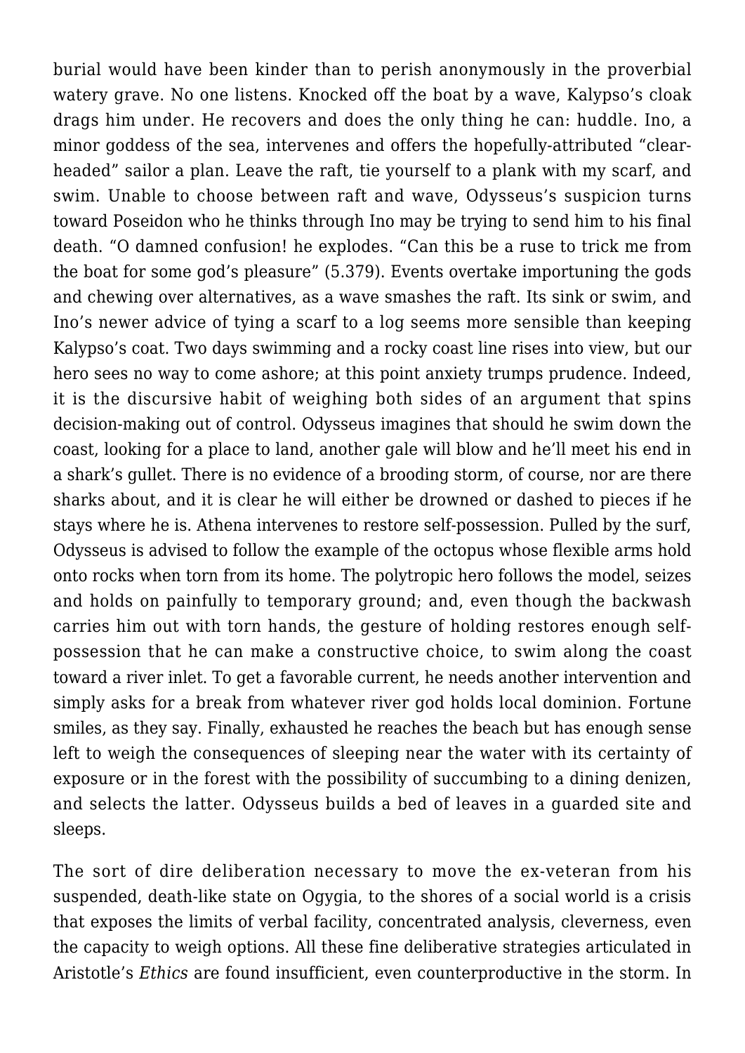burial would have been kinder than to perish anonymously in the proverbial watery grave. No one listens. Knocked off the boat by a wave, Kalypso's cloak drags him under. He recovers and does the only thing he can: huddle. Ino, a minor goddess of the sea, intervenes and offers the hopefully-attributed "clear-headed" sailor a plan. Leave the raft, tie yourself to a plank with my scarf, and swim. Unable to choose between raft and wave, Odysseus's suspicion turns toward Poseidon who he thinks through Ino may be trying to send him to his final death. "O damned confusion! he explodes. "Can this be a ruse to trick me from the boat for some god's pleasure" (5.379). Events overtake importuning the gods and chewing over alternatives, as a wave smashes the raft. Its sink or swim, and Ino's newer advice of tying a scarf to a log seems more sensible than keeping Kalypso's coat. Two days swimming and a rocky coast line rises into view, but our hero sees no way to come ashore; at this point anxiety trumps prudence. Indeed, it is the discursive habit of weighing both sides of an argument that spins decision-making out of control. Odysseus imagines that should he swim down the coast, looking for a place to land, another gale will blow and he'll meet his end in a shark's gullet. There is no evidence of a brooding storm, of course, nor are there sharks about, and it is clear he will either be drowned or dashed to pieces if he stays where he is. Athena intervenes to restore self-possession. Pulled by the surf, Odysseus is advised to follow the example of the octopus whose flexible arms hold onto rocks when torn from its home. The polytropic hero follows the model, seizes and holds on painfully to temporary ground; and, even though the backwash carries him out with torn hands, the gesture of holding restores enough self-possession that he can make a constructive choice, to swim along the coast toward a river inlet. To get a favorable current, he needs another intervention and simply asks for a break from whatever river god holds local dominion. Fortune smiles, as they say. Finally, exhausted he reaches the beach but has enough sense left to weigh the consequences of sleeping near the water with its certainty of exposure or in the forest with the possibility of succumbing to a dining denizen, and selects the latter. Odysseus builds a bed of leaves in a guarded site and sleeps.

The sort of dire deliberation necessary to move the ex-veteran from his suspended, death-like state on Ogygia, to the shores of a social world is a crisis that exposes the limits of verbal facility, concentrated analysis, cleverness, even the capacity to weigh options. All these fine deliberative strategies articulated in Aristotle's *Ethics* are found insufficient, even counterproductive in the storm. In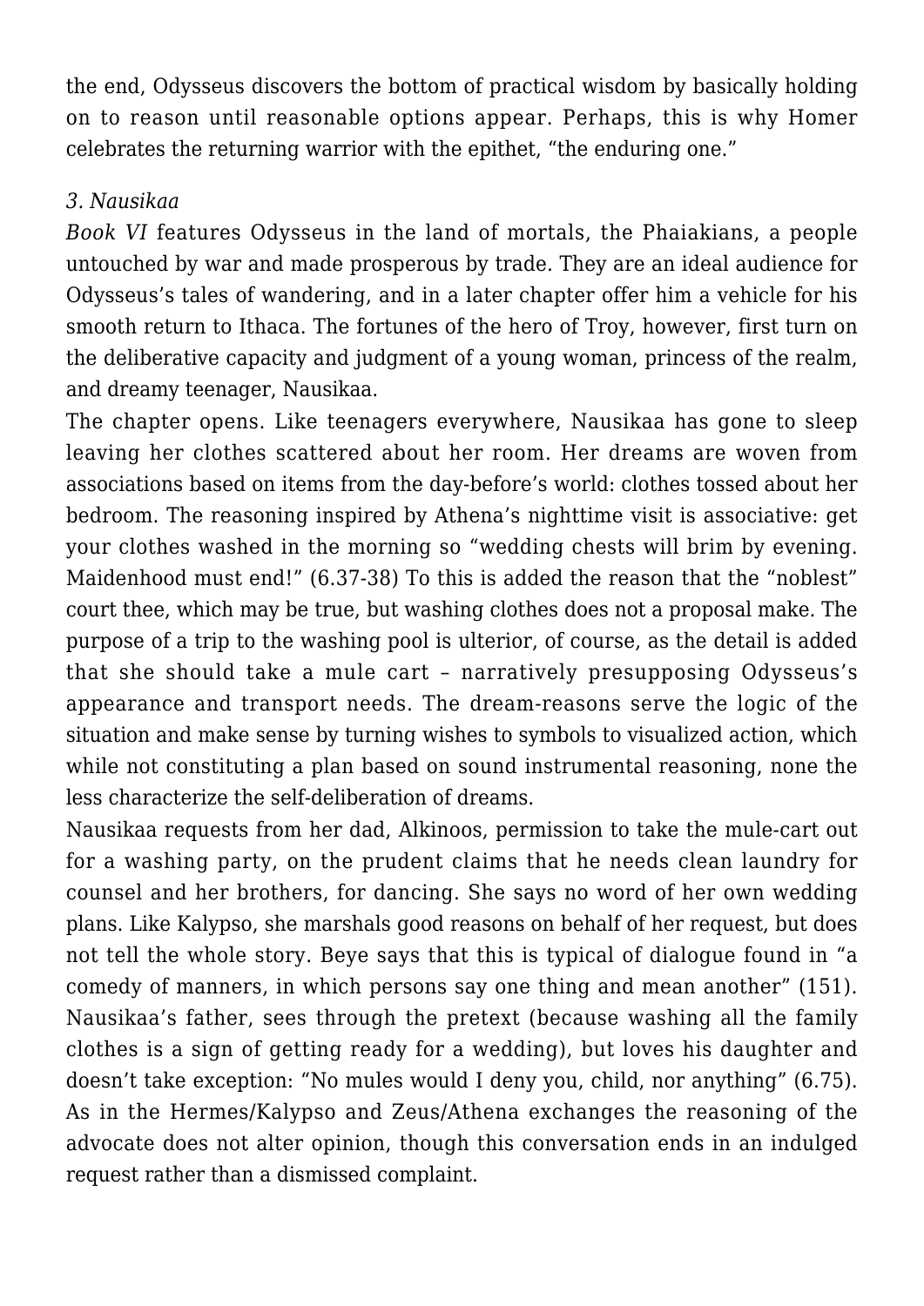the end, Odysseus discovers the bottom of practical wisdom by basically holding on to reason until reasonable options appear. Perhaps, this is why Homer celebrates the returning warrior with the epithet, "the enduring one."

### *3. Nausikaa*

*Book VI* features Odysseus in the land of mortals, the Phaiakians, a people untouched by war and made prosperous by trade. They are an ideal audience for Odysseus's tales of wandering, and in a later chapter offer him a vehicle for his smooth return to Ithaca. The fortunes of the hero of Troy, however, first turn on the deliberative capacity and judgment of a young woman, princess of the realm, and dreamy teenager, Nausikaa.

The chapter opens. Like teenagers everywhere, Nausikaa has gone to sleep leaving her clothes scattered about her room. Her dreams are woven from associations based on items from the day-before's world: clothes tossed about her bedroom. The reasoning inspired by Athena's nighttime visit is associative: get your clothes washed in the morning so "wedding chests will brim by evening. Maidenhood must end!" (6.37-38) To this is added the reason that the "noblest" court thee, which may be true, but washing clothes does not a proposal make. The purpose of a trip to the washing pool is ulterior, of course, as the detail is added that she should take a mule cart – narratively presupposing Odysseus's appearance and transport needs. The dream-reasons serve the logic of the situation and make sense by turning wishes to symbols to visualized action, which while not constituting a plan based on sound instrumental reasoning, none the less characterize the self-deliberation of dreams.

Nausikaa requests from her dad, Alkinoos, permission to take the mule-cart out for a washing party, on the prudent claims that he needs clean laundry for counsel and her brothers, for dancing. She says no word of her own wedding plans. Like Kalypso, she marshals good reasons on behalf of her request, but does not tell the whole story. Beye says that this is typical of dialogue found in "a comedy of manners, in which persons say one thing and mean another" (151). Nausikaa's father, sees through the pretext (because washing all the family clothes is a sign of getting ready for a wedding), but loves his daughter and doesn't take exception: "No mules would I deny you, child, nor anything" (6.75). As in the Hermes/Kalypso and Zeus/Athena exchanges the reasoning of the advocate does not alter opinion, though this conversation ends in an indulged request rather than a dismissed complaint.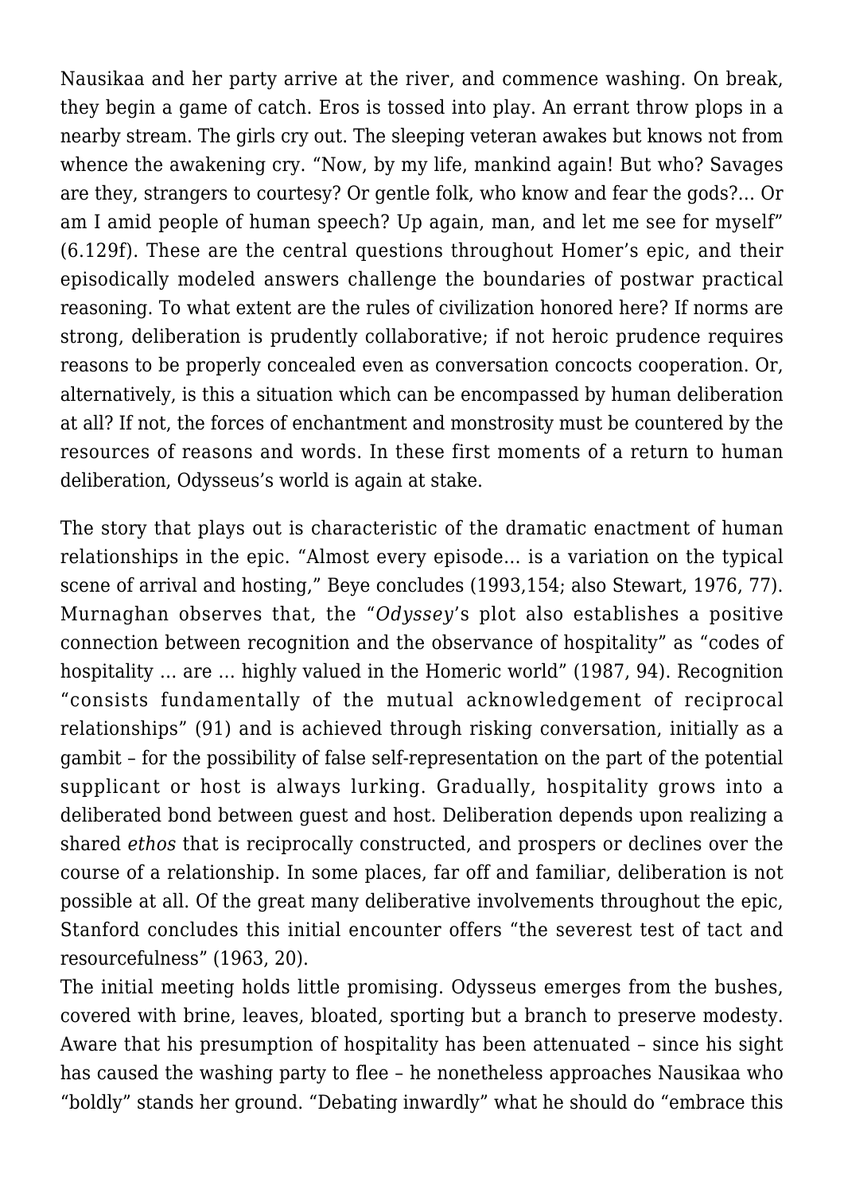Nausikaa and her party arrive at the river, and commence washing. On break, they begin a game of catch. Eros is tossed into play. An errant throw plops in a nearby stream. The girls cry out. The sleeping veteran awakes but knows not from whence the awakening cry. "Now, by my life, mankind again! But who? Savages are they, strangers to courtesy? Or gentle folk, who know and fear the gods?… Or am I amid people of human speech? Up again, man, and let me see for myself" (6.129f). These are the central questions throughout Homer's epic, and their episodically modeled answers challenge the boundaries of postwar practical reasoning. To what extent are the rules of civilization honored here? If norms are strong, deliberation is prudently collaborative; if not heroic prudence requires reasons to be properly concealed even as conversation concocts cooperation. Or, alternatively, is this a situation which can be encompassed by human deliberation at all? If not, the forces of enchantment and monstrosity must be countered by the resources of reasons and words. In these first moments of a return to human deliberation, Odysseus's world is again at stake.

The story that plays out is characteristic of the dramatic enactment of human relationships in the epic. "Almost every episode… is a variation on the typical scene of arrival and hosting," Beye concludes (1993,154; also Stewart, 1976, 77). Murnaghan observes that, the "*Odyssey*'s plot also establishes a positive connection between recognition and the observance of hospitality" as "codes of hospitality … are … highly valued in the Homeric world" (1987, 94). Recognition "consists fundamentally of the mutual acknowledgement of reciprocal relationships" (91) and is achieved through risking conversation, initially as a gambit – for the possibility of false self-representation on the part of the potential supplicant or host is always lurking. Gradually, hospitality grows into a deliberated bond between guest and host. Deliberation depends upon realizing a shared *ethos* that is reciprocally constructed, and prospers or declines over the course of a relationship. In some places, far off and familiar, deliberation is not possible at all. Of the great many deliberative involvements throughout the epic, Stanford concludes this initial encounter offers "the severest test of tact and resourcefulness" (1963, 20).

The initial meeting holds little promising. Odysseus emerges from the bushes, covered with brine, leaves, bloated, sporting but a branch to preserve modesty. Aware that his presumption of hospitality has been attenuated – since his sight has caused the washing party to flee – he nonetheless approaches Nausikaa who "boldly" stands her ground. "Debating inwardly" what he should do "embrace this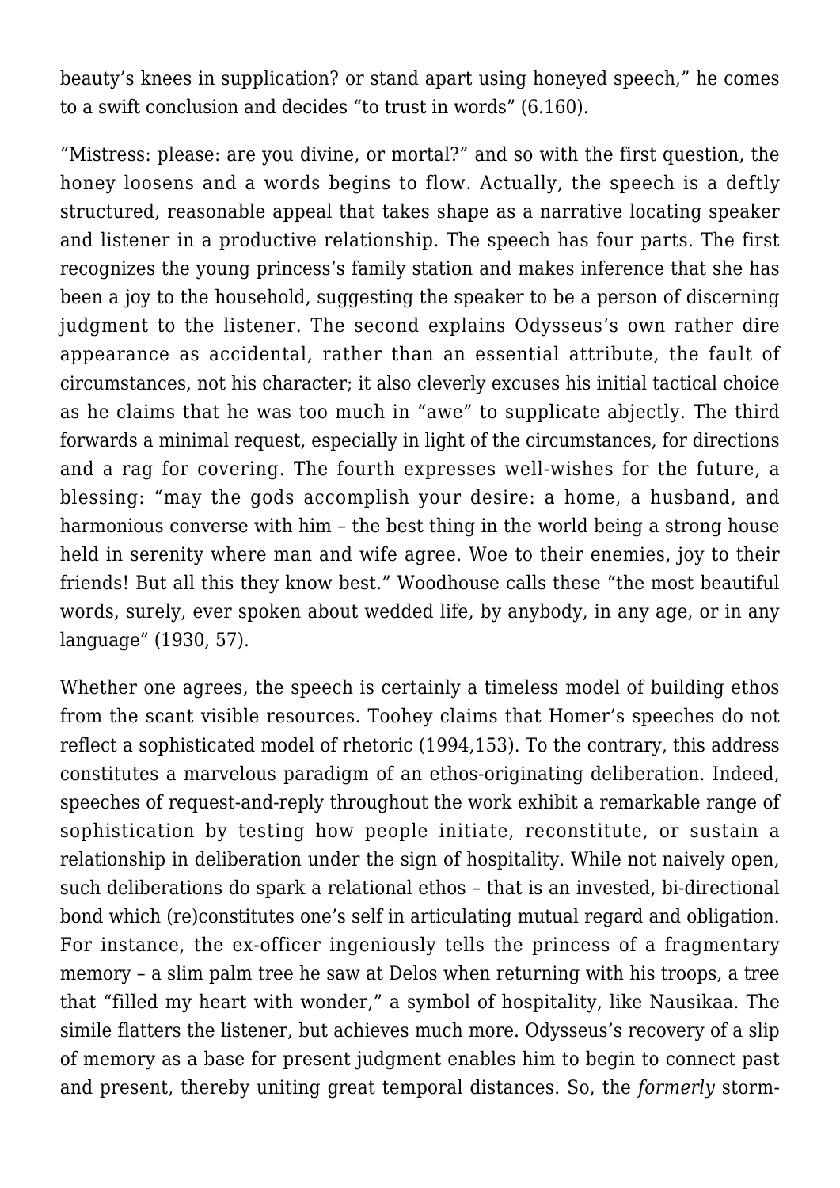beauty's knees in supplication? or stand apart using honeyed speech," he comes to a swift conclusion and decides "to trust in words" (6.160).

"Mistress: please: are you divine, or mortal?" and so with the first question, the honey loosens and a words begins to flow. Actually, the speech is a deftly structured, reasonable appeal that takes shape as a narrative locating speaker and listener in a productive relationship. The speech has four parts. The first recognizes the young princess's family station and makes inference that she has been a joy to the household, suggesting the speaker to be a person of discerning judgment to the listener. The second explains Odysseus's own rather dire appearance as accidental, rather than an essential attribute, the fault of circumstances, not his character; it also cleverly excuses his initial tactical choice as he claims that he was too much in "awe" to supplicate abjectly. The third forwards a minimal request, especially in light of the circumstances, for directions and a rag for covering. The fourth expresses well-wishes for the future, a blessing: "may the gods accomplish your desire: a home, a husband, and harmonious converse with him – the best thing in the world being a strong house held in serenity where man and wife agree. Woe to their enemies, joy to their friends! But all this they know best." Woodhouse calls these "the most beautiful words, surely, ever spoken about wedded life, by anybody, in any age, or in any language" (1930, 57).

Whether one agrees, the speech is certainly a timeless model of building ethos from the scant visible resources. Toohey claims that Homer's speeches do not reflect a sophisticated model of rhetoric (1994,153). To the contrary, this address constitutes a marvelous paradigm of an ethos-originating deliberation. Indeed, speeches of request-and-reply throughout the work exhibit a remarkable range of sophistication by testing how people initiate, reconstitute, or sustain a relationship in deliberation under the sign of hospitality. While not naively open, such deliberations do spark a relational ethos – that is an invested, bi-directional bond which (re)constitutes one's self in articulating mutual regard and obligation. For instance, the ex-officer ingeniously tells the princess of a fragmentary memory – a slim palm tree he saw at Delos when returning with his troops, a tree that "filled my heart with wonder," a symbol of hospitality, like Nausikaa. The simile flatters the listener, but achieves much more. Odysseus's recovery of a slip of memory as a base for present judgment enables him to begin to connect past and present, thereby uniting great temporal distances. So, the *formerly* storm-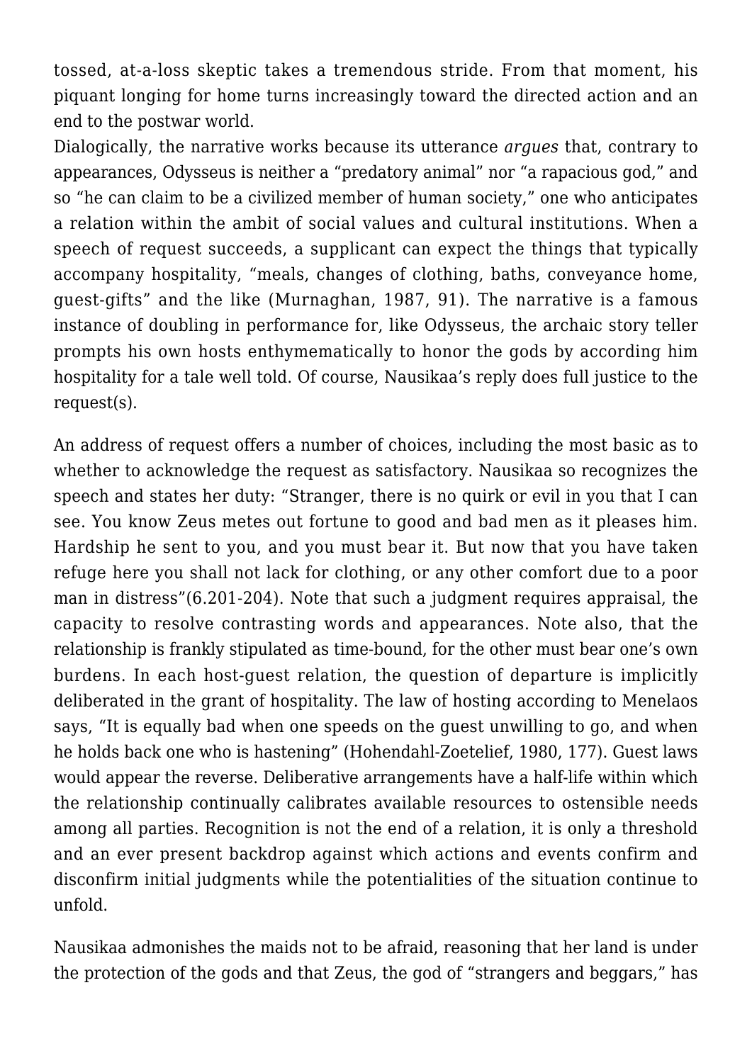tossed, at-a-loss skeptic takes a tremendous stride. From that moment, his piquant longing for home turns increasingly toward the directed action and an end to the postwar world.

Dialogically, the narrative works because its utterance *argues* that, contrary to appearances, Odysseus is neither a "predatory animal" nor "a rapacious god," and so "he can claim to be a civilized member of human society," one who anticipates a relation within the ambit of social values and cultural institutions. When a speech of request succeeds, a supplicant can expect the things that typically accompany hospitality, "meals, changes of clothing, baths, conveyance home, guest-gifts" and the like (Murnaghan, 1987, 91). The narrative is a famous instance of doubling in performance for, like Odysseus, the archaic story teller prompts his own hosts enthymematically to honor the gods by according him hospitality for a tale well told. Of course, Nausikaa's reply does full justice to the request(s).

An address of request offers a number of choices, including the most basic as to whether to acknowledge the request as satisfactory. Nausikaa so recognizes the speech and states her duty: "Stranger, there is no quirk or evil in you that I can see. You know Zeus metes out fortune to good and bad men as it pleases him. Hardship he sent to you, and you must bear it. But now that you have taken refuge here you shall not lack for clothing, or any other comfort due to a poor man in distress"(6.201-204). Note that such a judgment requires appraisal, the capacity to resolve contrasting words and appearances. Note also, that the relationship is frankly stipulated as time-bound, for the other must bear one's own burdens. In each host-guest relation, the question of departure is implicitly deliberated in the grant of hospitality. The law of hosting according to Menelaos says, "It is equally bad when one speeds on the guest unwilling to go, and when he holds back one who is hastening" (Hohendahl-Zoetelief, 1980, 177). Guest laws would appear the reverse. Deliberative arrangements have a half-life within which the relationship continually calibrates available resources to ostensible needs among all parties. Recognition is not the end of a relation, it is only a threshold and an ever present backdrop against which actions and events confirm and disconfirm initial judgments while the potentialities of the situation continue to unfold.

Nausikaa admonishes the maids not to be afraid, reasoning that her land is under the protection of the gods and that Zeus, the god of "strangers and beggars," has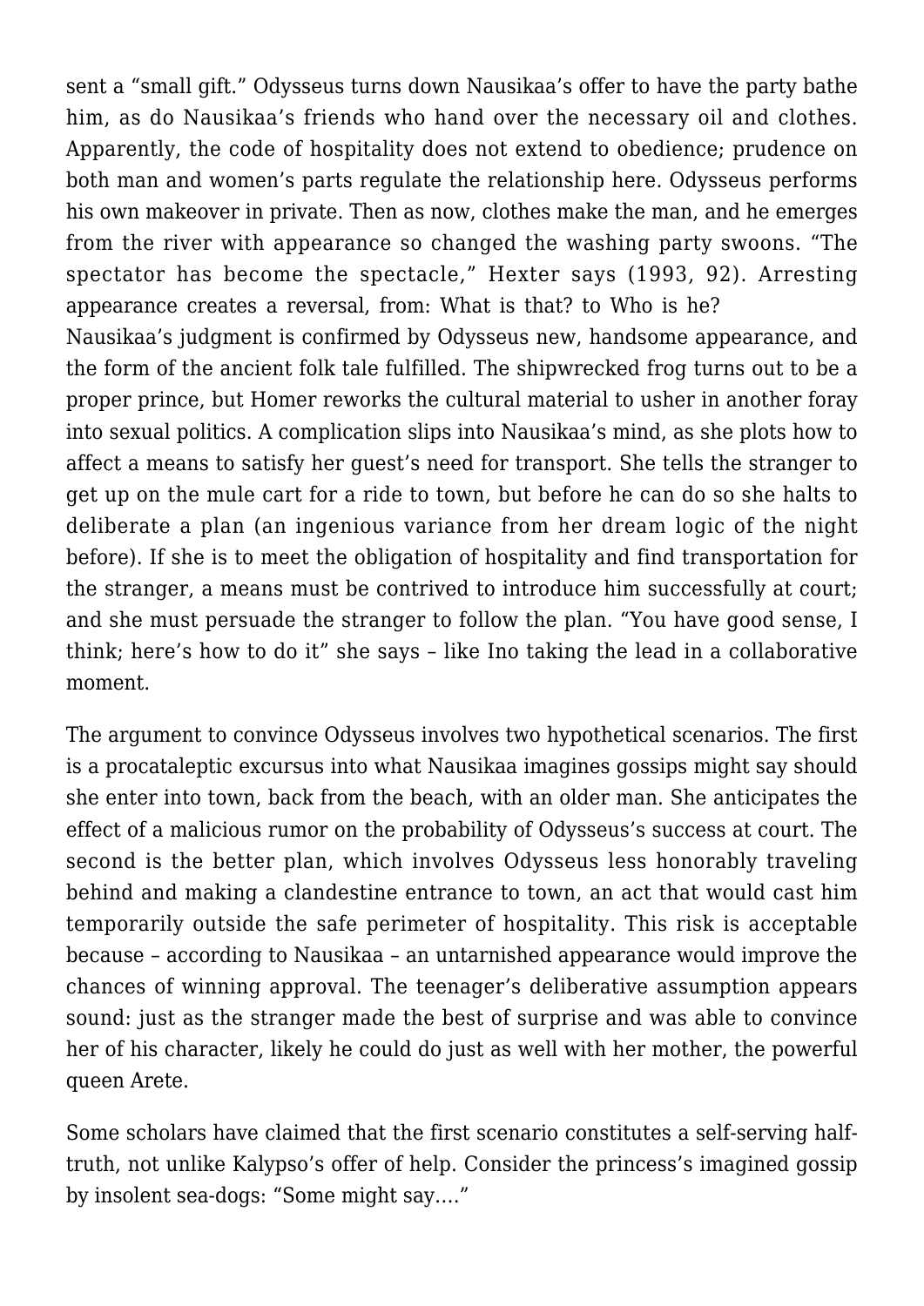sent a "small gift." Odysseus turns down Nausikaa's offer to have the party bathe him, as do Nausikaa's friends who hand over the necessary oil and clothes. Apparently, the code of hospitality does not extend to obedience; prudence on both man and women's parts regulate the relationship here. Odysseus performs his own makeover in private. Then as now, clothes make the man, and he emerges from the river with appearance so changed the washing party swoons. "The spectator has become the spectacle," Hexter says (1993, 92). Arresting appearance creates a reversal, from: What is that? to Who is he?

Nausikaa's judgment is confirmed by Odysseus new, handsome appearance, and the form of the ancient folk tale fulfilled. The shipwrecked frog turns out to be a proper prince, but Homer reworks the cultural material to usher in another foray into sexual politics. A complication slips into Nausikaa's mind, as she plots how to affect a means to satisfy her guest's need for transport. She tells the stranger to get up on the mule cart for a ride to town, but before he can do so she halts to deliberate a plan (an ingenious variance from her dream logic of the night before). If she is to meet the obligation of hospitality and find transportation for the stranger, a means must be contrived to introduce him successfully at court; and she must persuade the stranger to follow the plan. "You have good sense, I think; here's how to do it" she says – like Ino taking the lead in a collaborative moment.

The argument to convince Odysseus involves two hypothetical scenarios. The first is a procataleptic excursus into what Nausikaa imagines gossips might say should she enter into town, back from the beach, with an older man. She anticipates the effect of a malicious rumor on the probability of Odysseus's success at court. The second is the better plan, which involves Odysseus less honorably traveling behind and making a clandestine entrance to town, an act that would cast him temporarily outside the safe perimeter of hospitality. This risk is acceptable because – according to Nausikaa – an untarnished appearance would improve the chances of winning approval. The teenager's deliberative assumption appears sound: just as the stranger made the best of surprise and was able to convince her of his character, likely he could do just as well with her mother, the powerful queen Arete.

Some scholars have claimed that the first scenario constitutes a self-serving half-truth, not unlike Kalypso's offer of help. Consider the princess's imagined gossip by insolent sea-dogs: "Some might say…."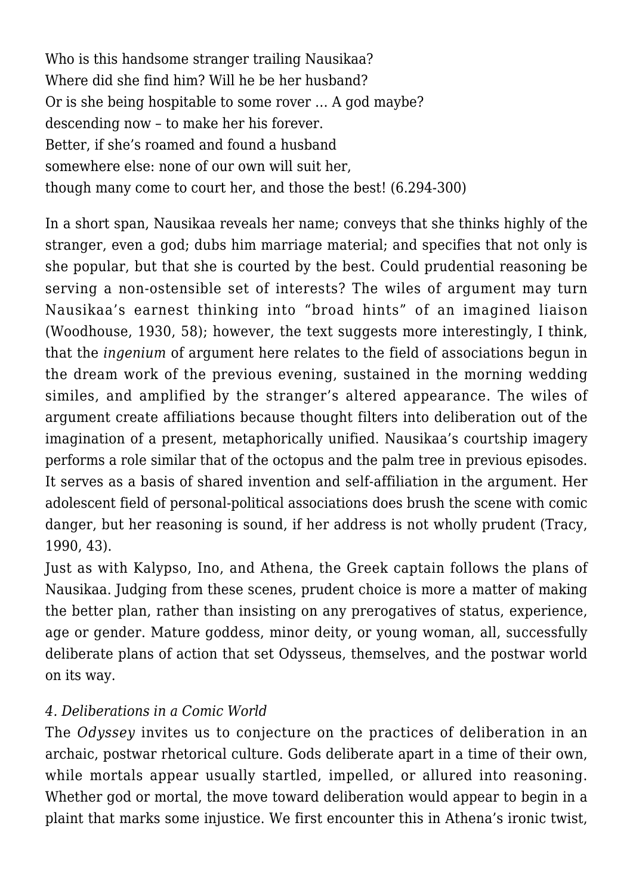Who is this handsome stranger trailing Nausikaa?  
Where did she find him? Will he be her husband?  
Or is she being hospitable to some rover … A god maybe?  
descending now – to make her his forever.  
Better, if she's roamed and found a husband  
somewhere else: none of our own will suit her,  
though many come to court her, and those the best! (6.294-300)

In a short span, Nausikaa reveals her name; conveys that she thinks highly of the stranger, even a god; dubs him marriage material; and specifies that not only is she popular, but that she is courted by the best. Could prudential reasoning be serving a non-ostensible set of interests? The wiles of argument may turn Nausikaa's earnest thinking into "broad hints" of an imagined liaison (Woodhouse, 1930, 58); however, the text suggests more interestingly, I think, that the *ingenium* of argument here relates to the field of associations begun in the dream work of the previous evening, sustained in the morning wedding similes, and amplified by the stranger's altered appearance. The wiles of argument create affiliations because thought filters into deliberation out of the imagination of a present, metaphorically unified. Nausikaa's courtship imagery performs a role similar that of the octopus and the palm tree in previous episodes. It serves as a basis of shared invention and self-affiliation in the argument. Her adolescent field of personal-political associations does brush the scene with comic danger, but her reasoning is sound, if her address is not wholly prudent (Tracy, 1990, 43).

Just as with Kalypso, Ino, and Athena, the Greek captain follows the plans of Nausikaa. Judging from these scenes, prudent choice is more a matter of making the better plan, rather than insisting on any prerogatives of status, experience, age or gender. Mature goddess, minor deity, or young woman, all, successfully deliberate plans of action that set Odysseus, themselves, and the postwar world on its way.

### *4. Deliberations in a Comic World*

The *Odyssey* invites us to conjecture on the practices of deliberation in an archaic, postwar rhetorical culture. Gods deliberate apart in a time of their own, while mortals appear usually startled, impelled, or allured into reasoning. Whether god or mortal, the move toward deliberation would appear to begin in a plaint that marks some injustice. We first encounter this in Athena's ironic twist,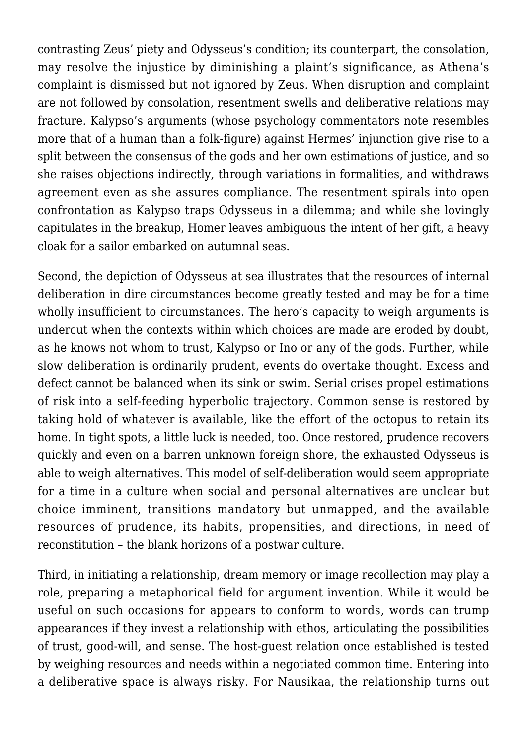contrasting Zeus' piety and Odysseus's condition; its counterpart, the consolation, may resolve the injustice by diminishing a plaint's significance, as Athena's complaint is dismissed but not ignored by Zeus. When disruption and complaint are not followed by consolation, resentment swells and deliberative relations may fracture. Kalypso's arguments (whose psychology commentators note resembles more that of a human than a folk-figure) against Hermes' injunction give rise to a split between the consensus of the gods and her own estimations of justice, and so she raises objections indirectly, through variations in formalities, and withdraws agreement even as she assures compliance. The resentment spirals into open confrontation as Kalypso traps Odysseus in a dilemma; and while she lovingly capitulates in the breakup, Homer leaves ambiguous the intent of her gift, a heavy cloak for a sailor embarked on autumnal seas.

Second, the depiction of Odysseus at sea illustrates that the resources of internal deliberation in dire circumstances become greatly tested and may be for a time wholly insufficient to circumstances. The hero's capacity to weigh arguments is undercut when the contexts within which choices are made are eroded by doubt, as he knows not whom to trust, Kalypso or Ino or any of the gods. Further, while slow deliberation is ordinarily prudent, events do overtake thought. Excess and defect cannot be balanced when its sink or swim. Serial crises propel estimations of risk into a self-feeding hyperbolic trajectory. Common sense is restored by taking hold of whatever is available, like the effort of the octopus to retain its home. In tight spots, a little luck is needed, too. Once restored, prudence recovers quickly and even on a barren unknown foreign shore, the exhausted Odysseus is able to weigh alternatives. This model of self-deliberation would seem appropriate for a time in a culture when social and personal alternatives are unclear but choice imminent, transitions mandatory but unmapped, and the available resources of prudence, its habits, propensities, and directions, in need of reconstitution – the blank horizons of a postwar culture.

Third, in initiating a relationship, dream memory or image recollection may play a role, preparing a metaphorical field for argument invention. While it would be useful on such occasions for appears to conform to words, words can trump appearances if they invest a relationship with ethos, articulating the possibilities of trust, good-will, and sense. The host-guest relation once established is tested by weighing resources and needs within a negotiated common time. Entering into a deliberative space is always risky. For Nausikaa, the relationship turns out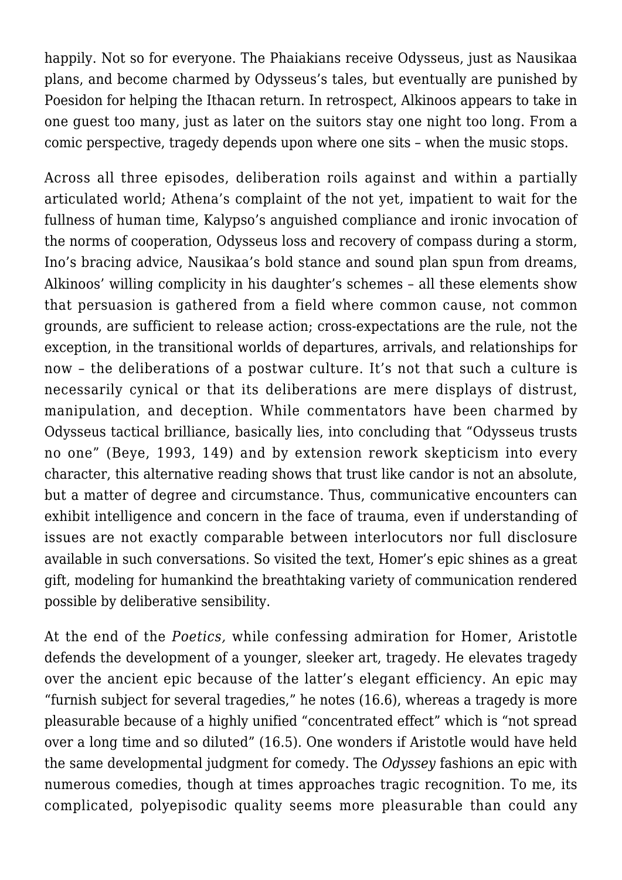happily. Not so for everyone. The Phaiakians receive Odysseus, just as Nausikaa plans, and become charmed by Odysseus's tales, but eventually are punished by Poesidon for helping the Ithacan return. In retrospect, Alkinoos appears to take in one guest too many, just as later on the suitors stay one night too long. From a comic perspective, tragedy depends upon where one sits – when the music stops.

Across all three episodes, deliberation roils against and within a partially articulated world; Athena's complaint of the not yet, impatient to wait for the fullness of human time, Kalypso's anguished compliance and ironic invocation of the norms of cooperation, Odysseus loss and recovery of compass during a storm, Ino's bracing advice, Nausikaa's bold stance and sound plan spun from dreams, Alkinoos' willing complicity in his daughter's schemes – all these elements show that persuasion is gathered from a field where common cause, not common grounds, are sufficient to release action; cross-expectations are the rule, not the exception, in the transitional worlds of departures, arrivals, and relationships for now – the deliberations of a postwar culture. It's not that such a culture is necessarily cynical or that its deliberations are mere displays of distrust, manipulation, and deception. While commentators have been charmed by Odysseus tactical brilliance, basically lies, into concluding that "Odysseus trusts no one" (Beye, 1993, 149) and by extension rework skepticism into every character, this alternative reading shows that trust like candor is not an absolute, but a matter of degree and circumstance. Thus, communicative encounters can exhibit intelligence and concern in the face of trauma, even if understanding of issues are not exactly comparable between interlocutors nor full disclosure available in such conversations. So visited the text, Homer's epic shines as a great gift, modeling for humankind the breathtaking variety of communication rendered possible by deliberative sensibility.

At the end of the *Poetics,* while confessing admiration for Homer, Aristotle defends the development of a younger, sleeker art, tragedy. He elevates tragedy over the ancient epic because of the latter's elegant efficiency. An epic may "furnish subject for several tragedies," he notes (16.6), whereas a tragedy is more pleasurable because of a highly unified "concentrated effect" which is "not spread over a long time and so diluted" (16.5). One wonders if Aristotle would have held the same developmental judgment for comedy. The *Odyssey* fashions an epic with numerous comedies, though at times approaches tragic recognition. To me, its complicated, polyepisodic quality seems more pleasurable than could any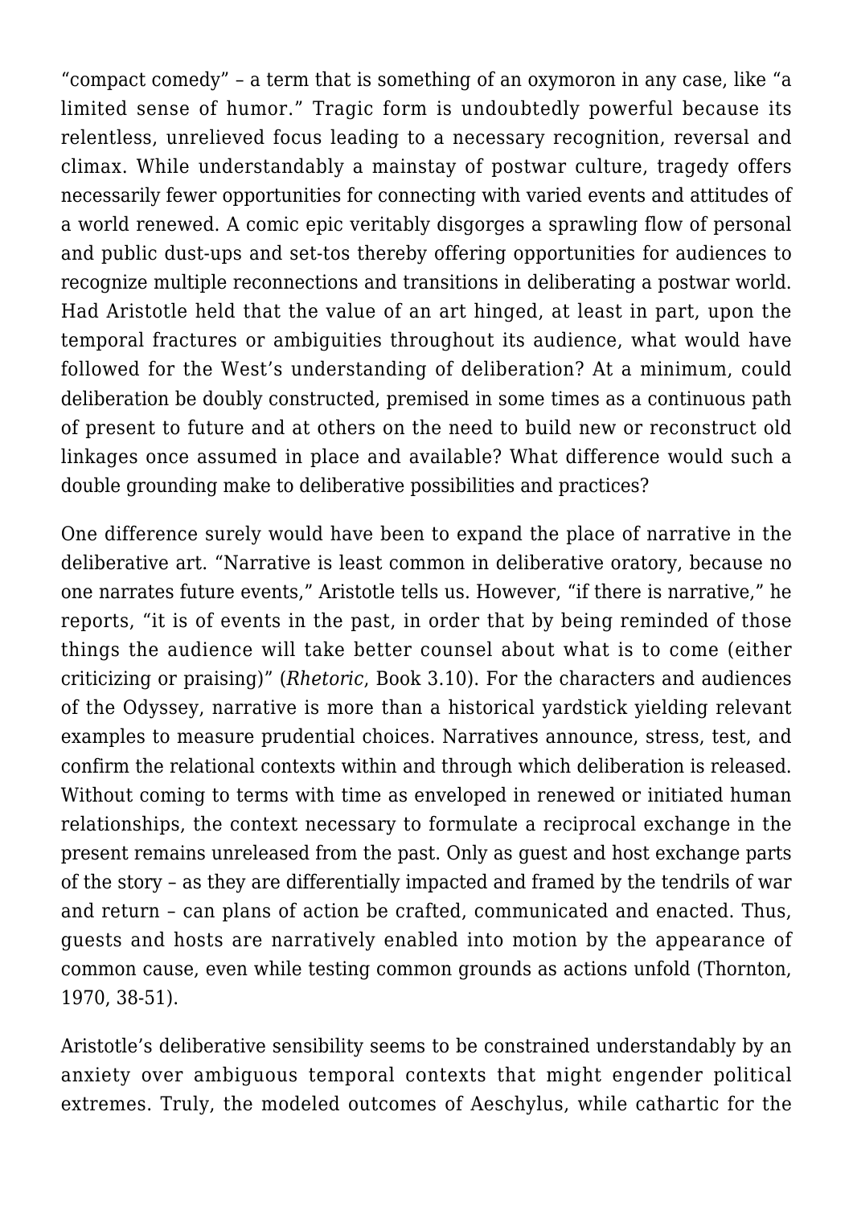"compact comedy" – a term that is something of an oxymoron in any case, like "a limited sense of humor." Tragic form is undoubtedly powerful because its relentless, unrelieved focus leading to a necessary recognition, reversal and climax. While understandably a mainstay of postwar culture, tragedy offers necessarily fewer opportunities for connecting with varied events and attitudes of a world renewed. A comic epic veritably disgorges a sprawling flow of personal and public dust-ups and set-tos thereby offering opportunities for audiences to recognize multiple reconnections and transitions in deliberating a postwar world. Had Aristotle held that the value of an art hinged, at least in part, upon the temporal fractures or ambiguities throughout its audience, what would have followed for the West's understanding of deliberation? At a minimum, could deliberation be doubly constructed, premised in some times as a continuous path of present to future and at others on the need to build new or reconstruct old linkages once assumed in place and available? What difference would such a double grounding make to deliberative possibilities and practices?

One difference surely would have been to expand the place of narrative in the deliberative art. "Narrative is least common in deliberative oratory, because no one narrates future events," Aristotle tells us. However, "if there is narrative," he reports, "it is of events in the past, in order that by being reminded of those things the audience will take better counsel about what is to come (either criticizing or praising)" (*Rhetoric*, Book 3.10). For the characters and audiences of the Odyssey, narrative is more than a historical yardstick yielding relevant examples to measure prudential choices. Narratives announce, stress, test, and confirm the relational contexts within and through which deliberation is released. Without coming to terms with time as enveloped in renewed or initiated human relationships, the context necessary to formulate a reciprocal exchange in the present remains unreleased from the past. Only as guest and host exchange parts of the story – as they are differentially impacted and framed by the tendrils of war and return – can plans of action be crafted, communicated and enacted. Thus, guests and hosts are narratively enabled into motion by the appearance of common cause, even while testing common grounds as actions unfold (Thornton, 1970, 38-51).

Aristotle's deliberative sensibility seems to be constrained understandably by an anxiety over ambiguous temporal contexts that might engender political extremes. Truly, the modeled outcomes of Aeschylus, while cathartic for the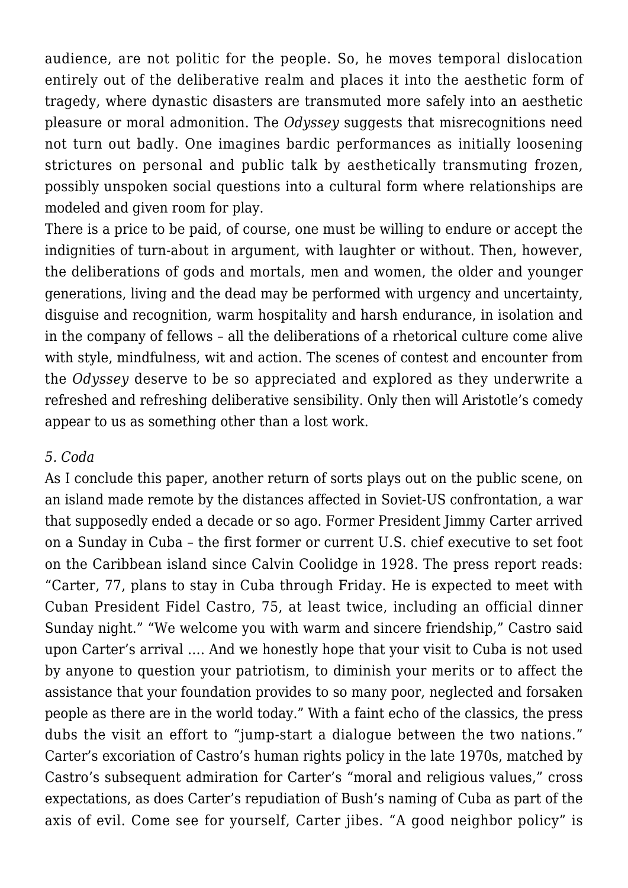audience, are not politic for the people. So, he moves temporal dislocation entirely out of the deliberative realm and places it into the aesthetic form of tragedy, where dynastic disasters are transmuted more safely into an aesthetic pleasure or moral admonition. The *Odyssey* suggests that misrecognitions need not turn out badly. One imagines bardic performances as initially loosening strictures on personal and public talk by aesthetically transmuting frozen, possibly unspoken social questions into a cultural form where relationships are modeled and given room for play.

There is a price to be paid, of course, one must be willing to endure or accept the indignities of turn-about in argument, with laughter or without. Then, however, the deliberations of gods and mortals, men and women, the older and younger generations, living and the dead may be performed with urgency and uncertainty, disguise and recognition, warm hospitality and harsh endurance, in isolation and in the company of fellows – all the deliberations of a rhetorical culture come alive with style, mindfulness, wit and action. The scenes of contest and encounter from the *Odyssey* deserve to be so appreciated and explored as they underwrite a refreshed and refreshing deliberative sensibility. Only then will Aristotle's comedy appear to us as something other than a lost work.

*5. Coda*

As I conclude this paper, another return of sorts plays out on the public scene, on an island made remote by the distances affected in Soviet-US confrontation, a war that supposedly ended a decade or so ago. Former President Jimmy Carter arrived on a Sunday in Cuba – the first former or current U.S. chief executive to set foot on the Caribbean island since Calvin Coolidge in 1928. The press report reads: "Carter, 77, plans to stay in Cuba through Friday. He is expected to meet with Cuban President Fidel Castro, 75, at least twice, including an official dinner Sunday night." "We welcome you with warm and sincere friendship," Castro said upon Carter's arrival …. And we honestly hope that your visit to Cuba is not used by anyone to question your patriotism, to diminish your merits or to affect the assistance that your foundation provides to so many poor, neglected and forsaken people as there are in the world today." With a faint echo of the classics, the press dubs the visit an effort to "jump-start a dialogue between the two nations." Carter's excoriation of Castro's human rights policy in the late 1970s, matched by Castro's subsequent admiration for Carter's "moral and religious values," cross expectations, as does Carter's repudiation of Bush's naming of Cuba as part of the axis of evil. Come see for yourself, Carter jibes. "A good neighbor policy" is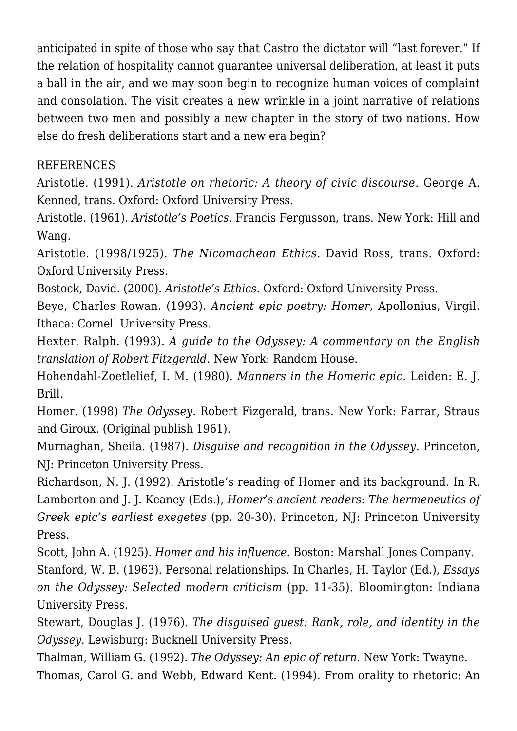anticipated in spite of those who say that Castro the dictator will "last forever." If the relation of hospitality cannot guarantee universal deliberation, at least it puts a ball in the air, and we may soon begin to recognize human voices of complaint and consolation. The visit creates a new wrinkle in a joint narrative of relations between two men and possibly a new chapter in the story of two nations. How else do fresh deliberations start and a new era begin?

REFERENCES

Aristotle. (1991). *Aristotle on rhetoric: A theory of civic discourse*. George A. Kenned, trans. Oxford: Oxford University Press.

Aristotle. (1961). *Aristotle's Poetics*. Francis Fergusson, trans. New York: Hill and Wang.

Aristotle. (1998/1925). *The Nicomachean Ethics*. David Ross, trans. Oxford: Oxford University Press.

Bostock, David. (2000). *Aristotle's Ethics.* Oxford: Oxford University Press.

Beye, Charles Rowan. (1993). *Ancient epic poetry: Homer*, Apollonius, Virgil. Ithaca: Cornell University Press.

Hexter, Ralph. (1993). *A guide to the Odyssey: A commentary on the English translation of Robert Fitzgerald*. New York: Random House.

Hohendahl-Zoetlelief, I. M. (1980). *Manners in the Homeric epic.* Leiden: E. J. Brill.

Homer. (1998) *The Odyssey*. Robert Fizgerald, trans. New York: Farrar, Straus and Giroux. (Original publish 1961).

Murnaghan, Sheila. (1987). *Disguise and recognition in the Odyssey.* Princeton, NJ: Princeton University Press.

Richardson, N. J. (1992). Aristotle's reading of Homer and its background. In R. Lamberton and J. J. Keaney (Eds.), *Homer's ancient readers: The hermeneutics of Greek epic's earliest exegetes* (pp. 20-30). Princeton, NJ: Princeton University Press.

Scott, John A. (1925). *Homer and his influence*. Boston: Marshall Jones Company.

Stanford, W. B. (1963). Personal relationships. In Charles, H. Taylor (Ed.), *Essays on the Odyssey: Selected modern criticism* (pp. 11-35). Bloomington: Indiana University Press.

Stewart, Douglas J. (1976). *The disguised guest: Rank, role, and identity in the Odyssey.* Lewisburg: Bucknell University Press.

Thalman, William G. (1992). *The Odyssey: An epic of return*. New York: Twayne.

Thomas, Carol G. and Webb, Edward Kent. (1994). From orality to rhetoric: An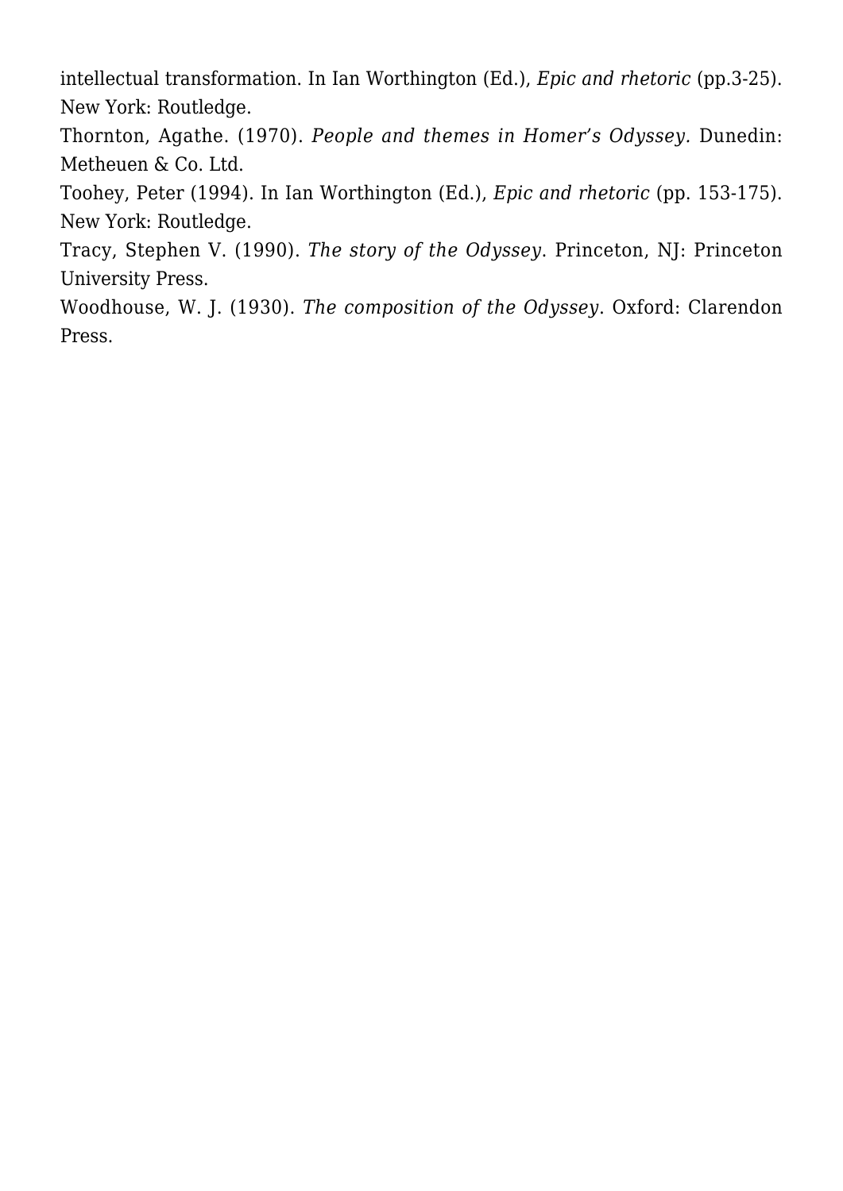intellectual transformation. In Ian Worthington (Ed.), *Epic and rhetoric* (pp.3-25). New York: Routledge.

Thornton, Agathe. (1970). *People and themes in Homer's Odyssey.* Dunedin: Metheuen & Co. Ltd.

Toohey, Peter (1994). In Ian Worthington (Ed.), *Epic and rhetoric* (pp. 153-175). New York: Routledge.

Tracy, Stephen V. (1990). *The story of the Odyssey*. Princeton, NJ: Princeton University Press.

Woodhouse, W. J. (1930). *The composition of the Odyssey*. Oxford: Clarendon Press.